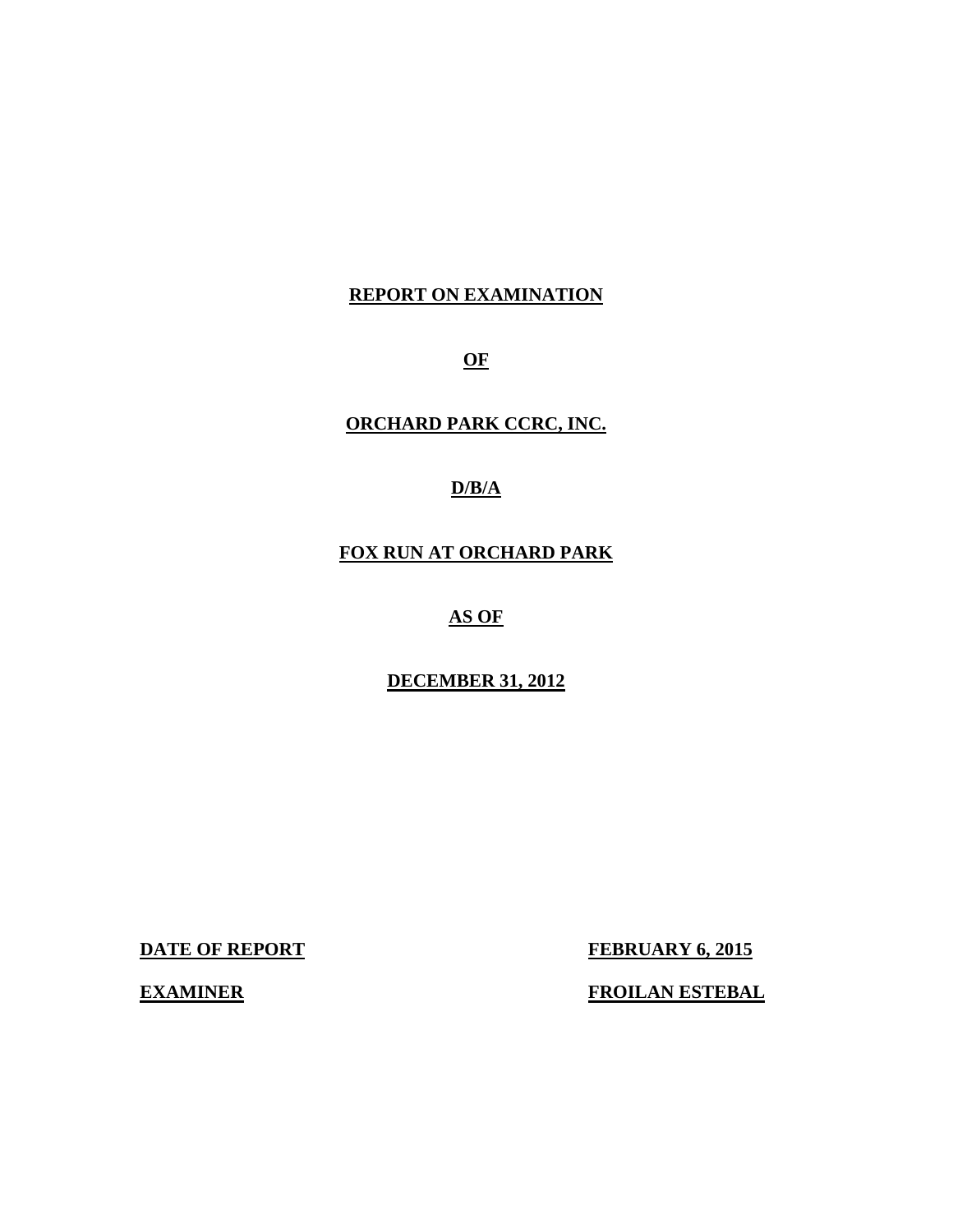**REPORT ON EXAMINATION**

**OF**

**ORCHARD PARK CCRC, INC.**

**D/B/A**

**FOX RUN AT ORCHARD PARK**

**AS OF**

**DECEMBER 31, 2012**

| | |
|---|---|
| **DATE OF REPORT** | **FEBRUARY 6, 2015** |
| **EXAMINER** | **FROILAN ESTEBAL** |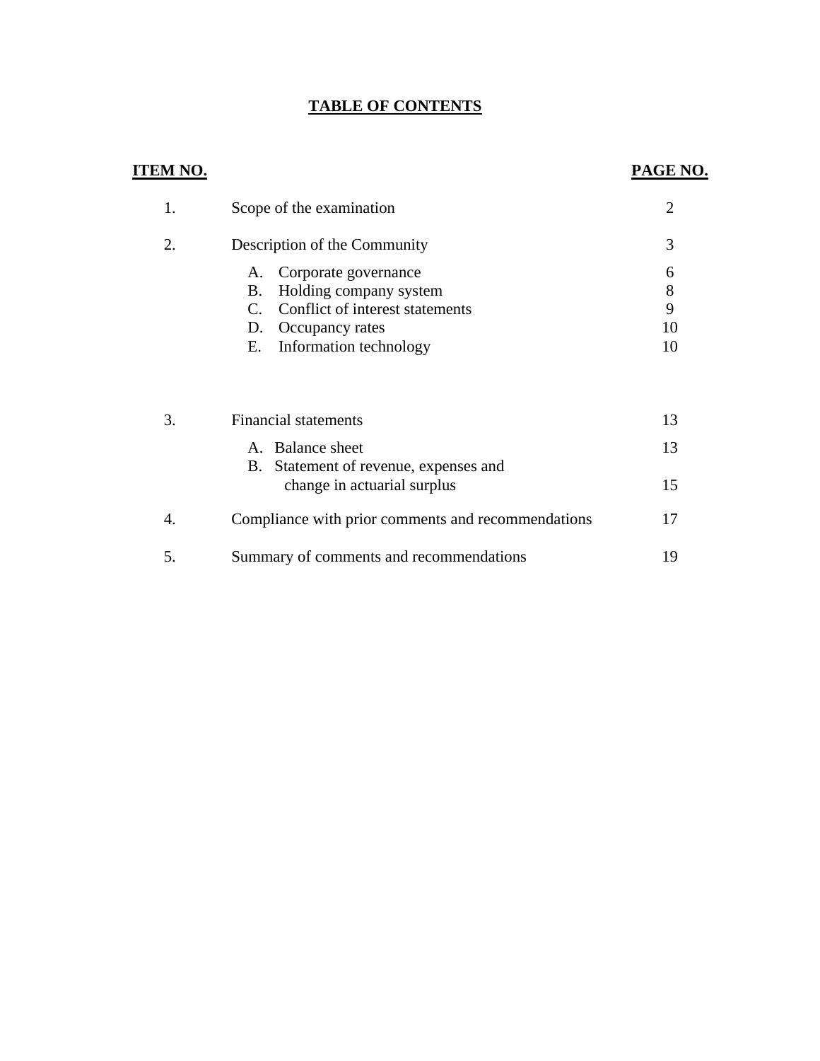# TABLE OF CONTENTS

| ITEM NO. | | PAGE NO. |
|---|---|---|
| 1. | Scope of the examination | 2 |
| 2. | Description of the Community | 3 |
| | A. Corporate governance | 6 |
| | B. Holding company system | 8 |
| | C. Conflict of interest statements | 9 |
| | D. Occupancy rates | 10 |
| | E. Information technology | 10 |
| 3. | Financial statements | 13 |
| | A. Balance sheet | 13 |
| | B. Statement of revenue, expenses and change in actuarial surplus | 15 |
| 4. | Compliance with prior comments and recommendations | 17 |
| 5. | Summary of comments and recommendations | 19 |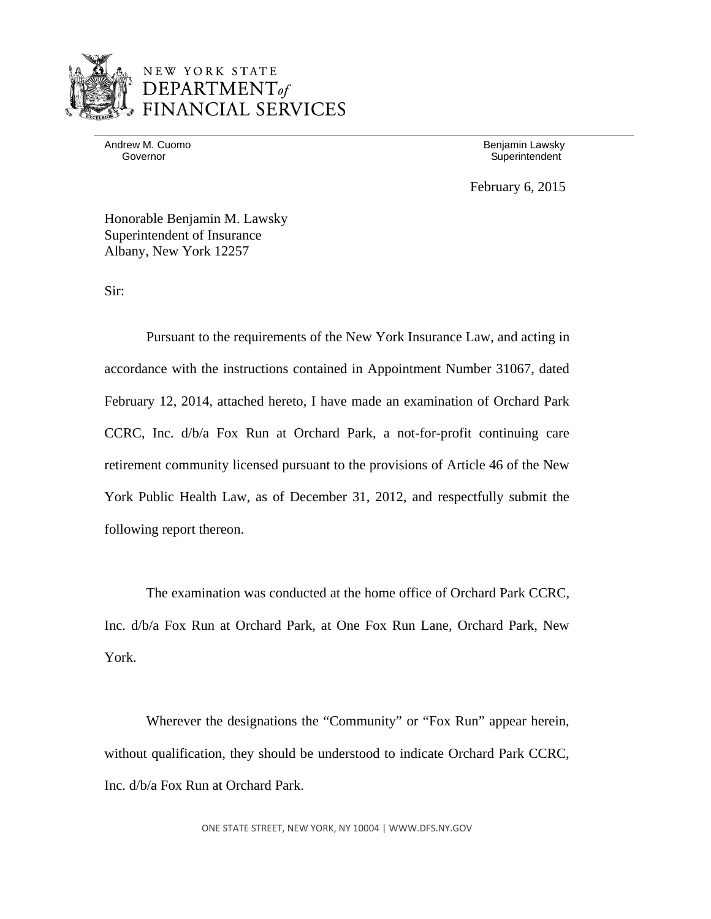NEW YORK STATE
DEPARTMENT of
FINANCIAL SERVICES

Andrew M. Cuomo
Governor

Benjamin Lawsky
Superintendent

February 6, 2015

Honorable Benjamin M. Lawsky
Superintendent of Insurance
Albany, New York 12257

Sir:

Pursuant to the requirements of the New York Insurance Law, and acting in accordance with the instructions contained in Appointment Number 31067, dated February 12, 2014, attached hereto, I have made an examination of Orchard Park CCRC, Inc. d/b/a Fox Run at Orchard Park, a not-for-profit continuing care retirement community licensed pursuant to the provisions of Article 46 of the New York Public Health Law, as of December 31, 2012, and respectfully submit the following report thereon.

The examination was conducted at the home office of Orchard Park CCRC, Inc. d/b/a Fox Run at Orchard Park, at One Fox Run Lane, Orchard Park, New York.

Wherever the designations the "Community" or "Fox Run" appear herein, without qualification, they should be understood to indicate Orchard Park CCRC, Inc. d/b/a Fox Run at Orchard Park.

ONE STATE STREET, NEW YORK, NY 10004 | WWW.DFS.NY.GOV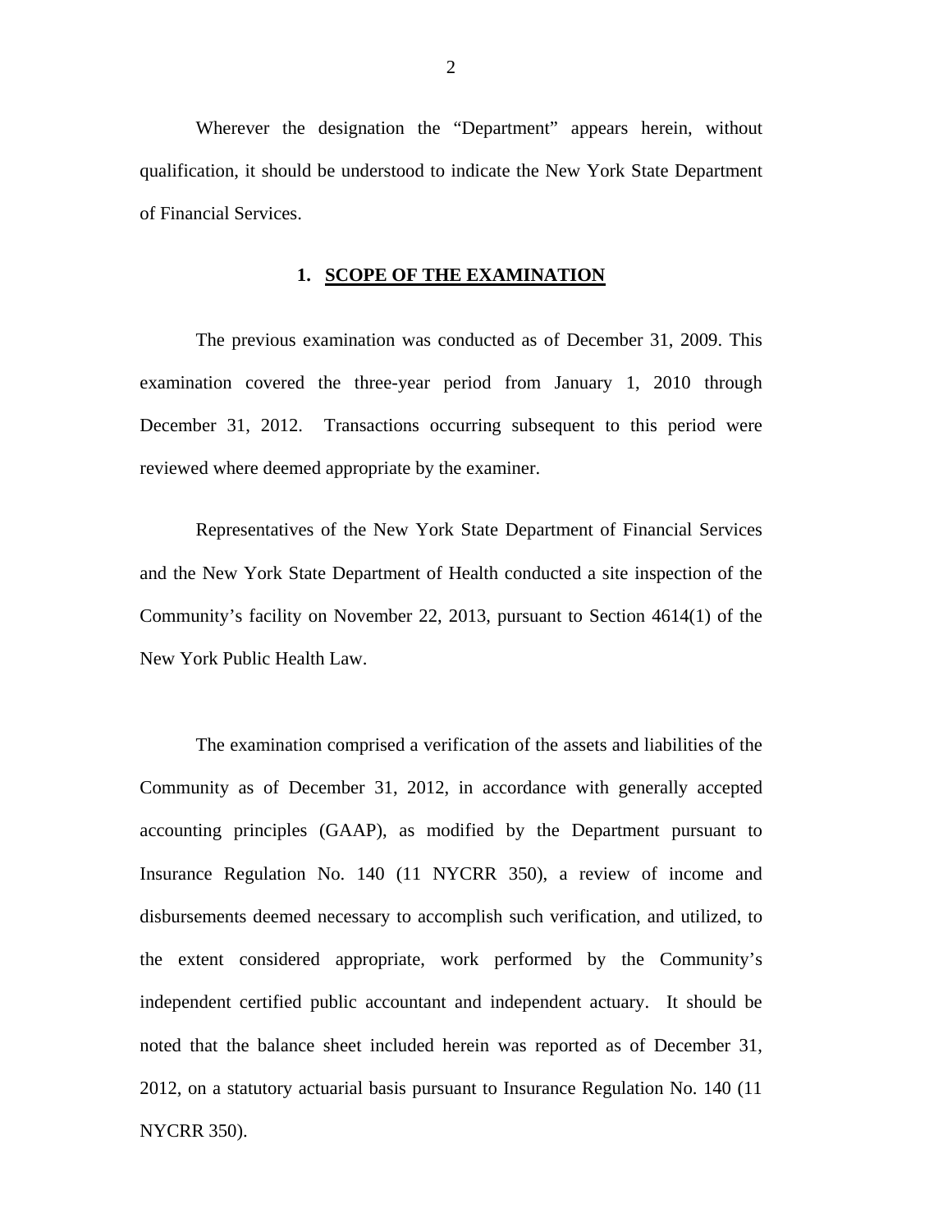Wherever the designation the "Department" appears herein, without qualification, it should be understood to indicate the New York State Department of Financial Services.

## 1. SCOPE OF THE EXAMINATION

The previous examination was conducted as of December 31, 2009. This examination covered the three-year period from January 1, 2010 through December 31, 2012. Transactions occurring subsequent to this period were reviewed where deemed appropriate by the examiner.

Representatives of the New York State Department of Financial Services and the New York State Department of Health conducted a site inspection of the Community's facility on November 22, 2013, pursuant to Section 4614(1) of the New York Public Health Law.

The examination comprised a verification of the assets and liabilities of the Community as of December 31, 2012, in accordance with generally accepted accounting principles (GAAP), as modified by the Department pursuant to Insurance Regulation No. 140 (11 NYCRR 350), a review of income and disbursements deemed necessary to accomplish such verification, and utilized, to the extent considered appropriate, work performed by the Community's independent certified public accountant and independent actuary. It should be noted that the balance sheet included herein was reported as of December 31, 2012, on a statutory actuarial basis pursuant to Insurance Regulation No. 140 (11 NYCRR 350).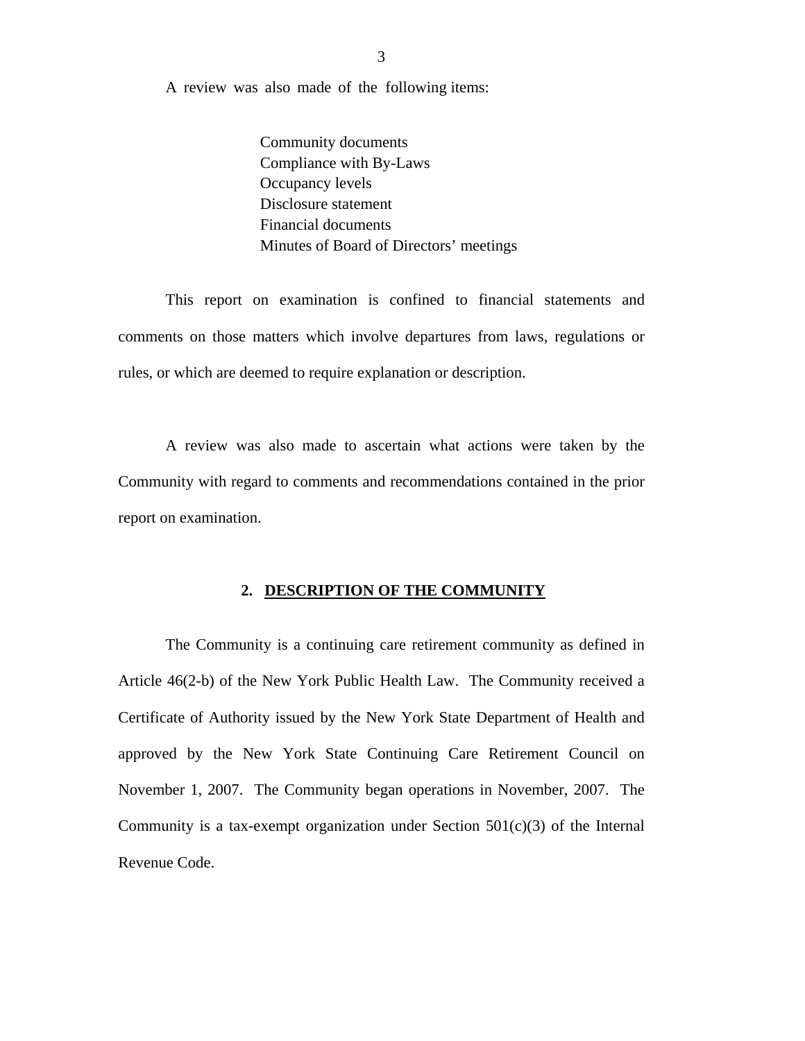A review was also made of the following items:

Community documents
Compliance with By-Laws
Occupancy levels
Disclosure statement
Financial documents
Minutes of Board of Directors' meetings

This report on examination is confined to financial statements and comments on those matters which involve departures from laws, regulations or rules, or which are deemed to require explanation or description.

A review was also made to ascertain what actions were taken by the Community with regard to comments and recommendations contained in the prior report on examination.

## 2. DESCRIPTION OF THE COMMUNITY

The Community is a continuing care retirement community as defined in Article 46(2-b) of the New York Public Health Law. The Community received a Certificate of Authority issued by the New York State Department of Health and approved by the New York State Continuing Care Retirement Council on November 1, 2007. The Community began operations in November, 2007. The Community is a tax-exempt organization under Section 501(c)(3) of the Internal Revenue Code.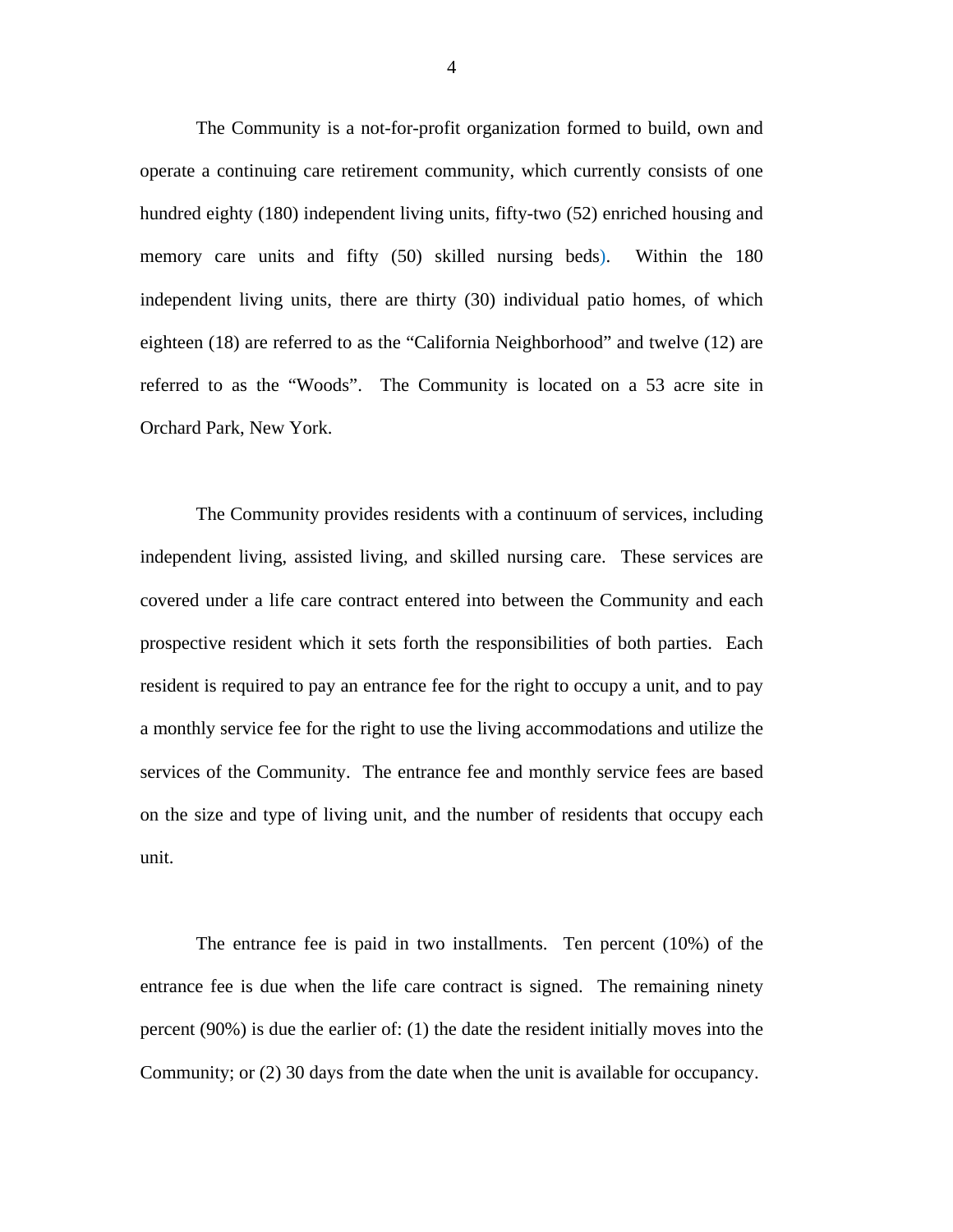The Community is a not-for-profit organization formed to build, own and operate a continuing care retirement community, which currently consists of one hundred eighty (180) independent living units, fifty-two (52) enriched housing and memory care units and fifty (50) skilled nursing beds). Within the 180 independent living units, there are thirty (30) individual patio homes, of which eighteen (18) are referred to as the "California Neighborhood" and twelve (12) are referred to as the "Woods". The Community is located on a 53 acre site in Orchard Park, New York.

The Community provides residents with a continuum of services, including independent living, assisted living, and skilled nursing care. These services are covered under a life care contract entered into between the Community and each prospective resident which it sets forth the responsibilities of both parties. Each resident is required to pay an entrance fee for the right to occupy a unit, and to pay a monthly service fee for the right to use the living accommodations and utilize the services of the Community. The entrance fee and monthly service fees are based on the size and type of living unit, and the number of residents that occupy each unit.

The entrance fee is paid in two installments. Ten percent (10%) of the entrance fee is due when the life care contract is signed. The remaining ninety percent (90%) is due the earlier of: (1) the date the resident initially moves into the Community; or (2) 30 days from the date when the unit is available for occupancy.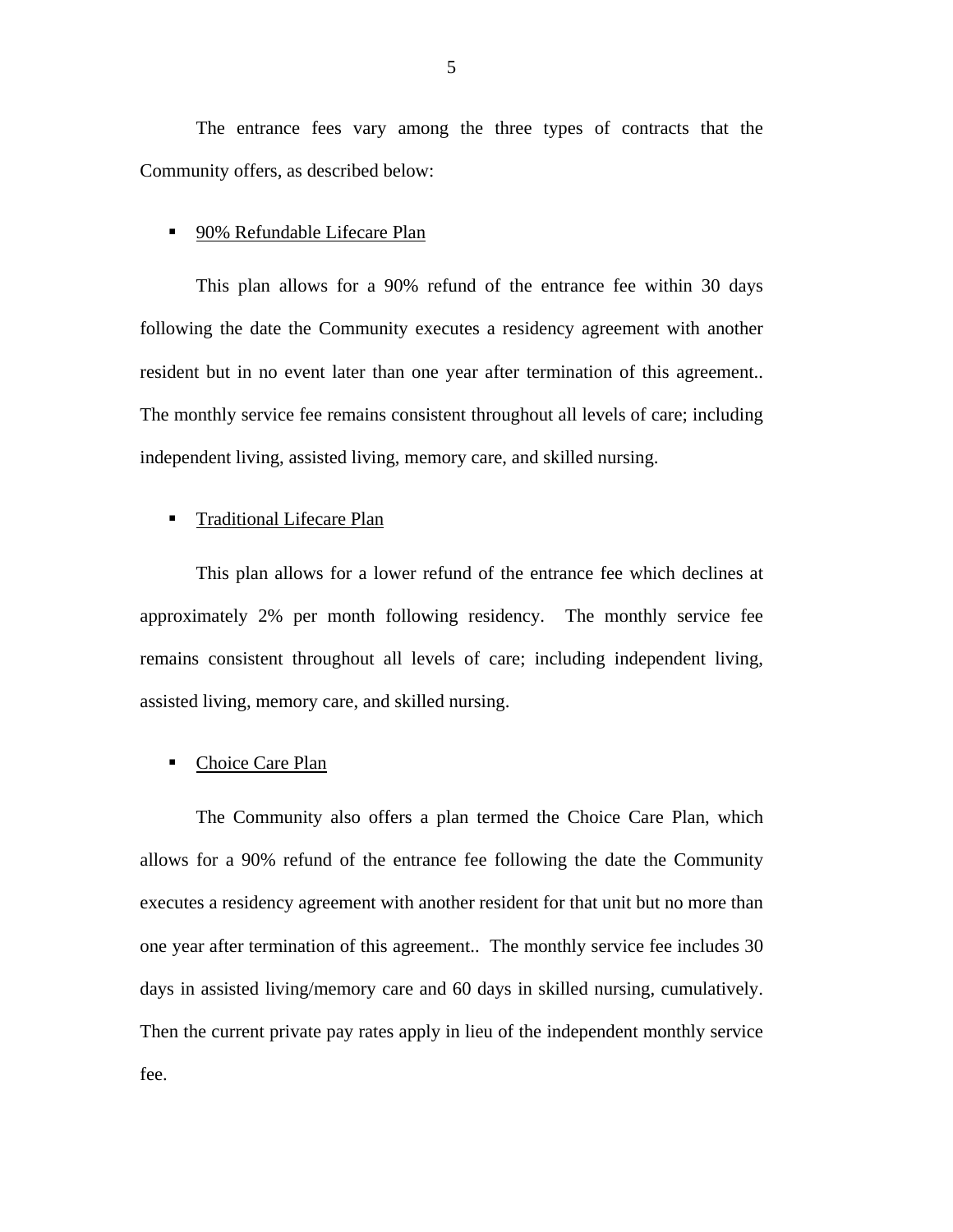The entrance fees vary among the three types of contracts that the Community offers, as described below:

- 90% Refundable Lifecare Plan

This plan allows for a 90% refund of the entrance fee within 30 days following the date the Community executes a residency agreement with another resident but in no event later than one year after termination of this agreement.. The monthly service fee remains consistent throughout all levels of care; including independent living, assisted living, memory care, and skilled nursing.

- Traditional Lifecare Plan

This plan allows for a lower refund of the entrance fee which declines at approximately 2% per month following residency. The monthly service fee remains consistent throughout all levels of care; including independent living, assisted living, memory care, and skilled nursing.

- Choice Care Plan

The Community also offers a plan termed the Choice Care Plan, which allows for a 90% refund of the entrance fee following the date the Community executes a residency agreement with another resident for that unit but no more than one year after termination of this agreement.. The monthly service fee includes 30 days in assisted living/memory care and 60 days in skilled nursing, cumulatively. Then the current private pay rates apply in lieu of the independent monthly service fee.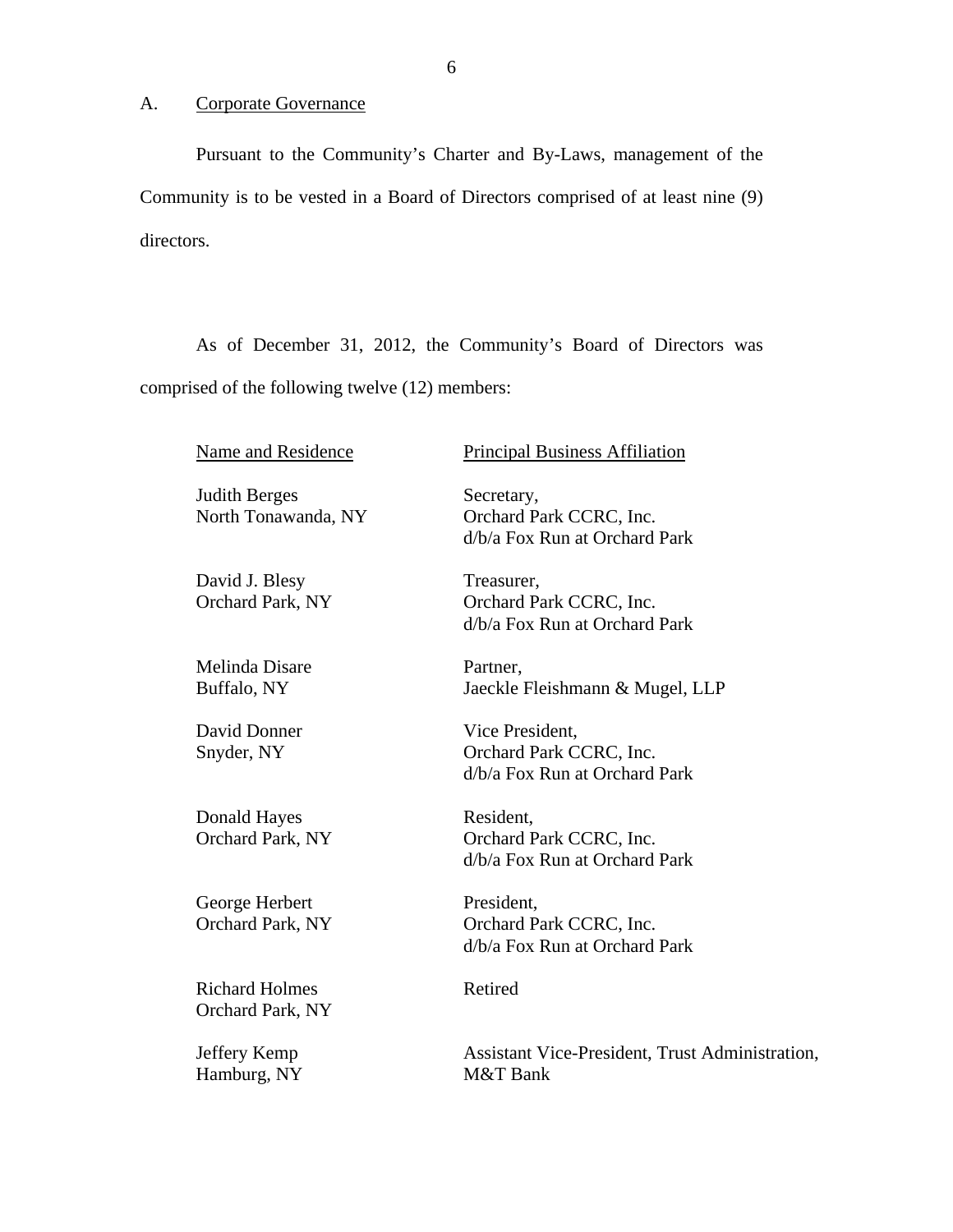A. Corporate Governance

Pursuant to the Community's Charter and By-Laws, management of the Community is to be vested in a Board of Directors comprised of at least nine (9) directors.

As of December 31, 2012, the Community's Board of Directors was comprised of the following twelve (12) members:

| Name and Residence | Principal Business Affiliation |
|---|---|
| Judith Berges<br>North Tonawanda, NY | Secretary,<br>Orchard Park CCRC, Inc.<br>d/b/a Fox Run at Orchard Park |
| David J. Blesy<br>Orchard Park, NY | Treasurer,<br>Orchard Park CCRC, Inc.<br>d/b/a Fox Run at Orchard Park |
| Melinda Disare<br>Buffalo, NY | Partner,<br>Jaeckle Fleishmann & Mugel, LLP |
| David Donner<br>Snyder, NY | Vice President,<br>Orchard Park CCRC, Inc.<br>d/b/a Fox Run at Orchard Park |
| Donald Hayes<br>Orchard Park, NY | Resident,<br>Orchard Park CCRC, Inc.<br>d/b/a Fox Run at Orchard Park |
| George Herbert<br>Orchard Park, NY | President,<br>Orchard Park CCRC, Inc.<br>d/b/a Fox Run at Orchard Park |
| Richard Holmes<br>Orchard Park, NY | Retired |
| Jeffery Kemp<br>Hamburg, NY | Assistant Vice-President, Trust Administration,<br>M&T Bank |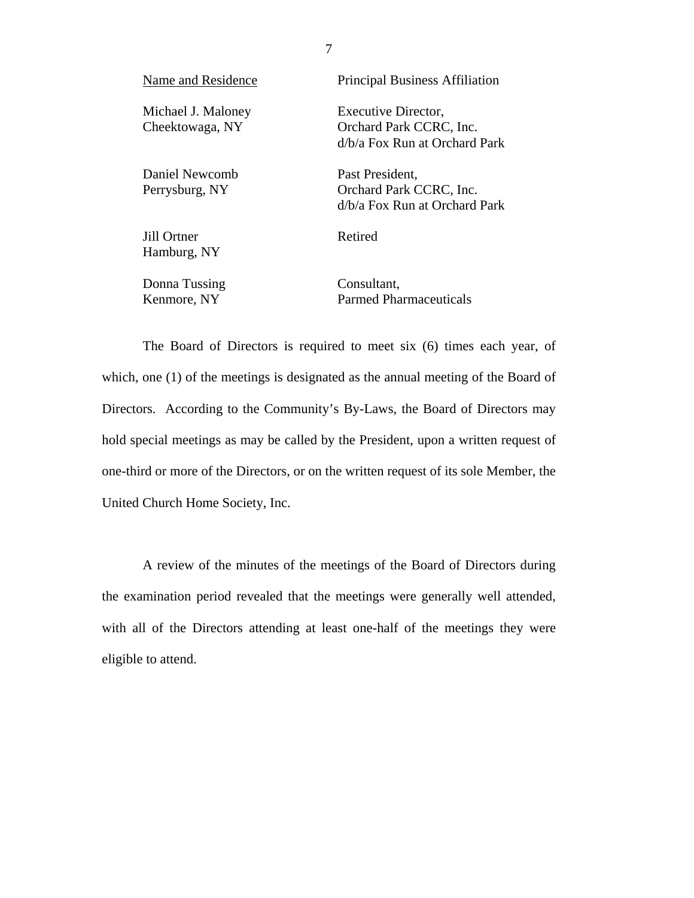| Name and Residence | Principal Business Affiliation |
|---|---|
| Michael J. Maloney<br>Cheektowaga, NY | Executive Director,<br>Orchard Park CCRC, Inc.<br>d/b/a Fox Run at Orchard Park |
| Daniel Newcomb<br>Perrysburg, NY | Past President,<br>Orchard Park CCRC, Inc.<br>d/b/a Fox Run at Orchard Park |
| Jill Ortner<br>Hamburg, NY | Retired |
| Donna Tussing<br>Kenmore, NY | Consultant,<br>Parmed Pharmaceuticals |

The Board of Directors is required to meet six (6) times each year, of which, one (1) of the meetings is designated as the annual meeting of the Board of Directors. According to the Community's By-Laws, the Board of Directors may hold special meetings as may be called by the President, upon a written request of one-third or more of the Directors, or on the written request of its sole Member, the United Church Home Society, Inc.

A review of the minutes of the meetings of the Board of Directors during the examination period revealed that the meetings were generally well attended, with all of the Directors attending at least one-half of the meetings they were eligible to attend.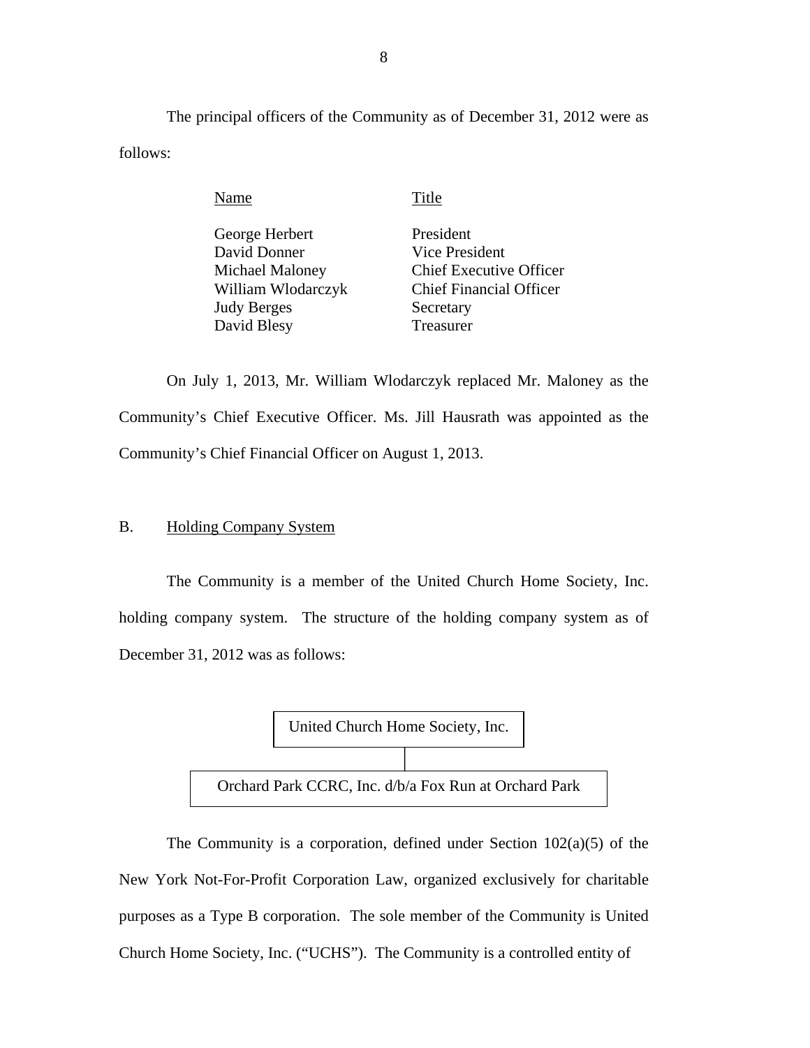The principal officers of the Community as of December 31, 2012 were as follows:

| Name | Title |
|---|---|
| George Herbert | President |
| David Donner | Vice President |
| Michael Maloney | Chief Executive Officer |
| William Wlodarczyk | Chief Financial Officer |
| Judy Berges | Secretary |
| David Blesy | Treasurer |

On July 1, 2013, Mr. William Wlodarczyk replaced Mr. Maloney as the Community's Chief Executive Officer. Ms. Jill Hausrath was appointed as the Community's Chief Financial Officer on August 1, 2013.

## B. Holding Company System

The Community is a member of the United Church Home Society, Inc. holding company system. The structure of the holding company system as of December 31, 2012 was as follows:

```
United Church Home Society, Inc.
              |
Orchard Park CCRC, Inc. d/b/a Fox Run at Orchard Park
```

The Community is a corporation, defined under Section 102(a)(5) of the New York Not-For-Profit Corporation Law, organized exclusively for charitable purposes as a Type B corporation. The sole member of the Community is United Church Home Society, Inc. ("UCHS"). The Community is a controlled entity of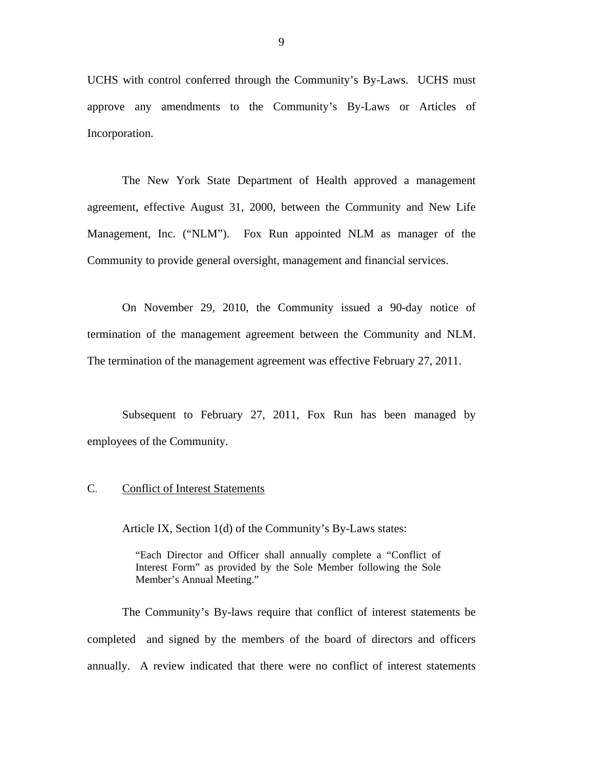UCHS with control conferred through the Community's By-Laws. UCHS must approve any amendments to the Community's By-Laws or Articles of Incorporation.

The New York State Department of Health approved a management agreement, effective August 31, 2000, between the Community and New Life Management, Inc. ("NLM"). Fox Run appointed NLM as manager of the Community to provide general oversight, management and financial services.

On November 29, 2010, the Community issued a 90-day notice of termination of the management agreement between the Community and NLM. The termination of the management agreement was effective February 27, 2011.

Subsequent to February 27, 2011, Fox Run has been managed by employees of the Community.

## C. Conflict of Interest Statements

Article IX, Section 1(d) of the Community's By-Laws states:

> "Each Director and Officer shall annually complete a "Conflict of Interest Form" as provided by the Sole Member following the Sole Member's Annual Meeting."

The Community's By-laws require that conflict of interest statements be completed and signed by the members of the board of directors and officers annually. A review indicated that there were no conflict of interest statements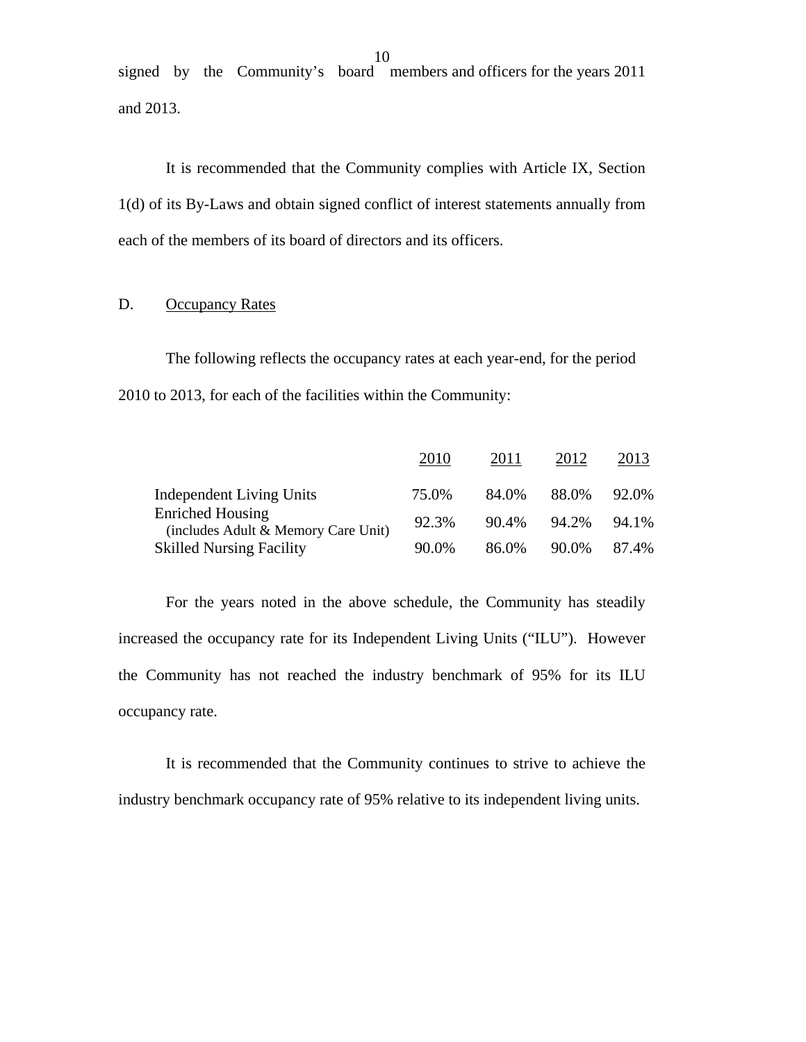signed by the Community's board members and officers for the years 2011 and 2013.

It is recommended that the Community complies with Article IX, Section 1(d) of its By-Laws and obtain signed conflict of interest statements annually from each of the members of its board of directors and its officers.

## D. Occupancy Rates

The following reflects the occupancy rates at each year-end, for the period 2010 to 2013, for each of the facilities within the Community:

| | 2010 | 2011 | 2012 | 2013 |
|---|---|---|---|---|
| Independent Living Units | 75.0% | 84.0% | 88.0% | 92.0% |
| Enriched Housing (includes Adult & Memory Care Unit) | 92.3% | 90.4% | 94.2% | 94.1% |
| Skilled Nursing Facility | 90.0% | 86.0% | 90.0% | 87.4% |

For the years noted in the above schedule, the Community has steadily increased the occupancy rate for its Independent Living Units ("ILU"). However the Community has not reached the industry benchmark of 95% for its ILU occupancy rate.

It is recommended that the Community continues to strive to achieve the industry benchmark occupancy rate of 95% relative to its independent living units.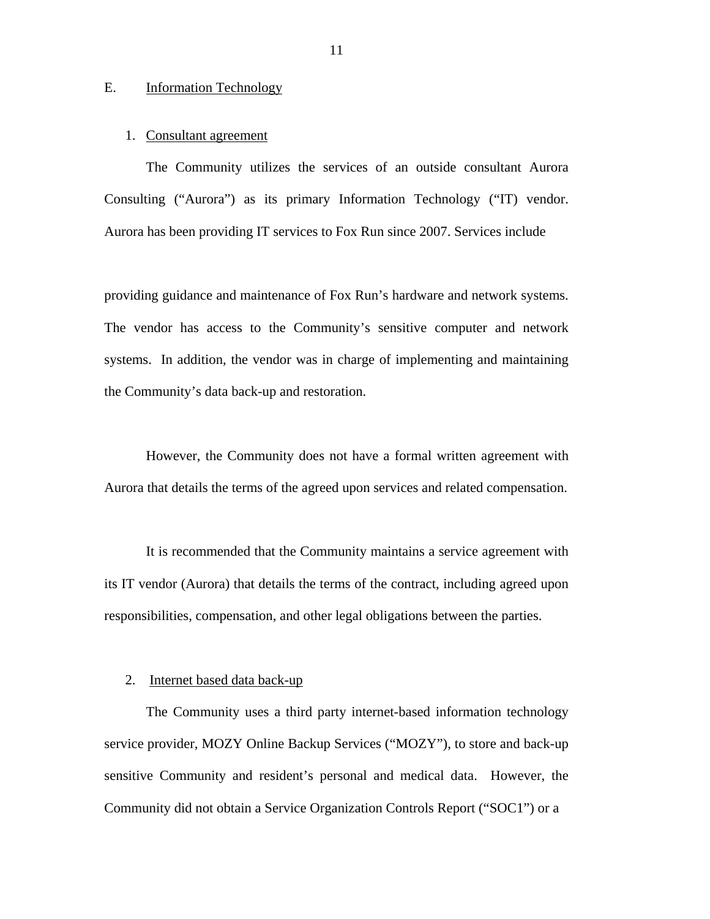## E. Information Technology

### 1. Consultant agreement

The Community utilizes the services of an outside consultant Aurora Consulting (“Aurora”) as its primary Information Technology (“IT”) vendor. Aurora has been providing IT services to Fox Run since 2007. Services include

providing guidance and maintenance of Fox Run’s hardware and network systems. The vendor has access to the Community’s sensitive computer and network systems. In addition, the vendor was in charge of implementing and maintaining the Community’s data back-up and restoration.

However, the Community does not have a formal written agreement with Aurora that details the terms of the agreed upon services and related compensation.

It is recommended that the Community maintains a service agreement with its IT vendor (Aurora) that details the terms of the contract, including agreed upon responsibilities, compensation, and other legal obligations between the parties.

### 2. Internet based data back-up

The Community uses a third party internet-based information technology service provider, MOZY Online Backup Services (“MOZY”), to store and back-up sensitive Community and resident’s personal and medical data. However, the Community did not obtain a Service Organization Controls Report (“SOC1”) or a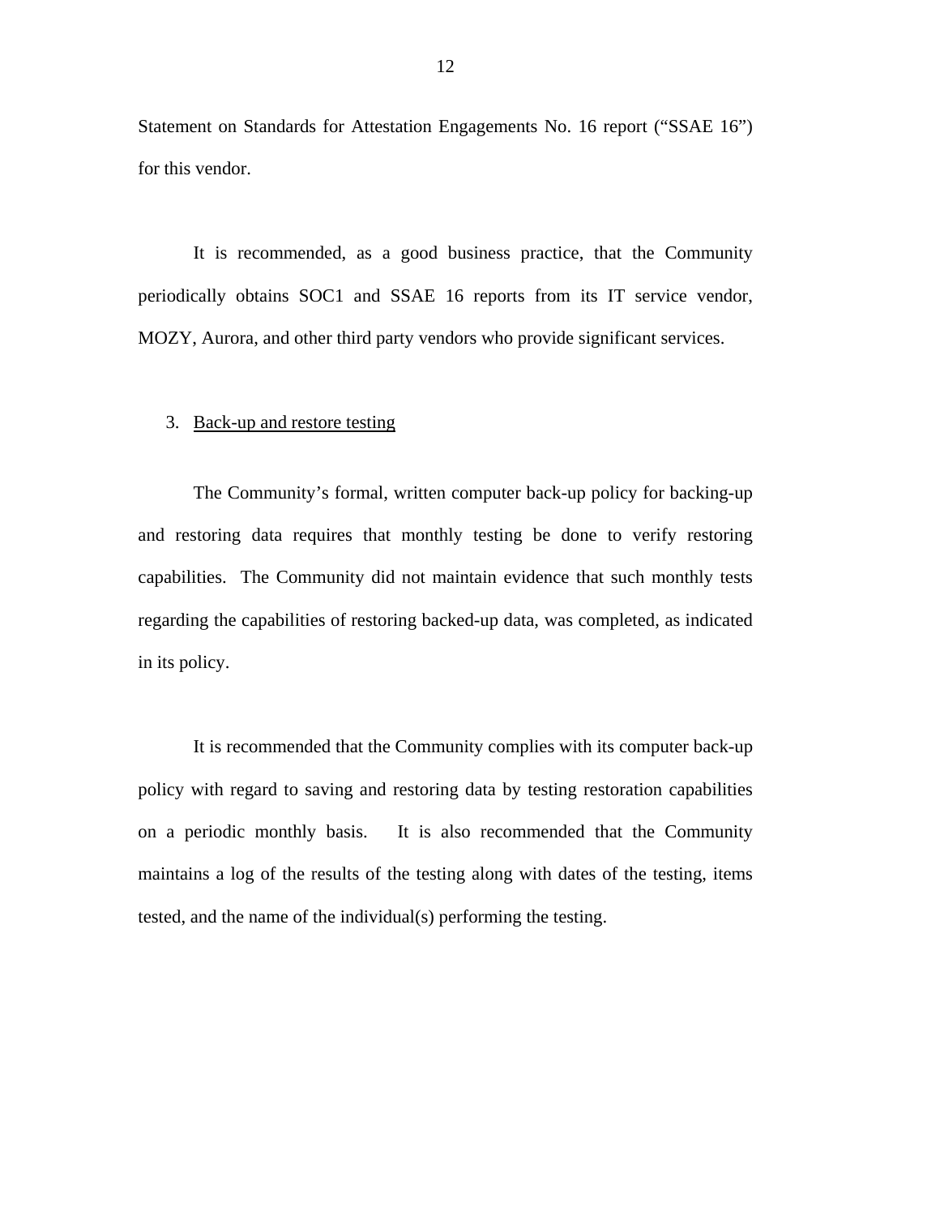Statement on Standards for Attestation Engagements No. 16 report ("SSAE 16") for this vendor.

It is recommended, as a good business practice, that the Community periodically obtains SOC1 and SSAE 16 reports from its IT service vendor, MOZY, Aurora, and other third party vendors who provide significant services.

3. <u>Back-up and restore testing</u>

The Community's formal, written computer back-up policy for backing-up and restoring data requires that monthly testing be done to verify restoring capabilities. The Community did not maintain evidence that such monthly tests regarding the capabilities of restoring backed-up data, was completed, as indicated in its policy.

It is recommended that the Community complies with its computer back-up policy with regard to saving and restoring data by testing restoration capabilities on a periodic monthly basis. It is also recommended that the Community maintains a log of the results of the testing along with dates of the testing, items tested, and the name of the individual(s) performing the testing.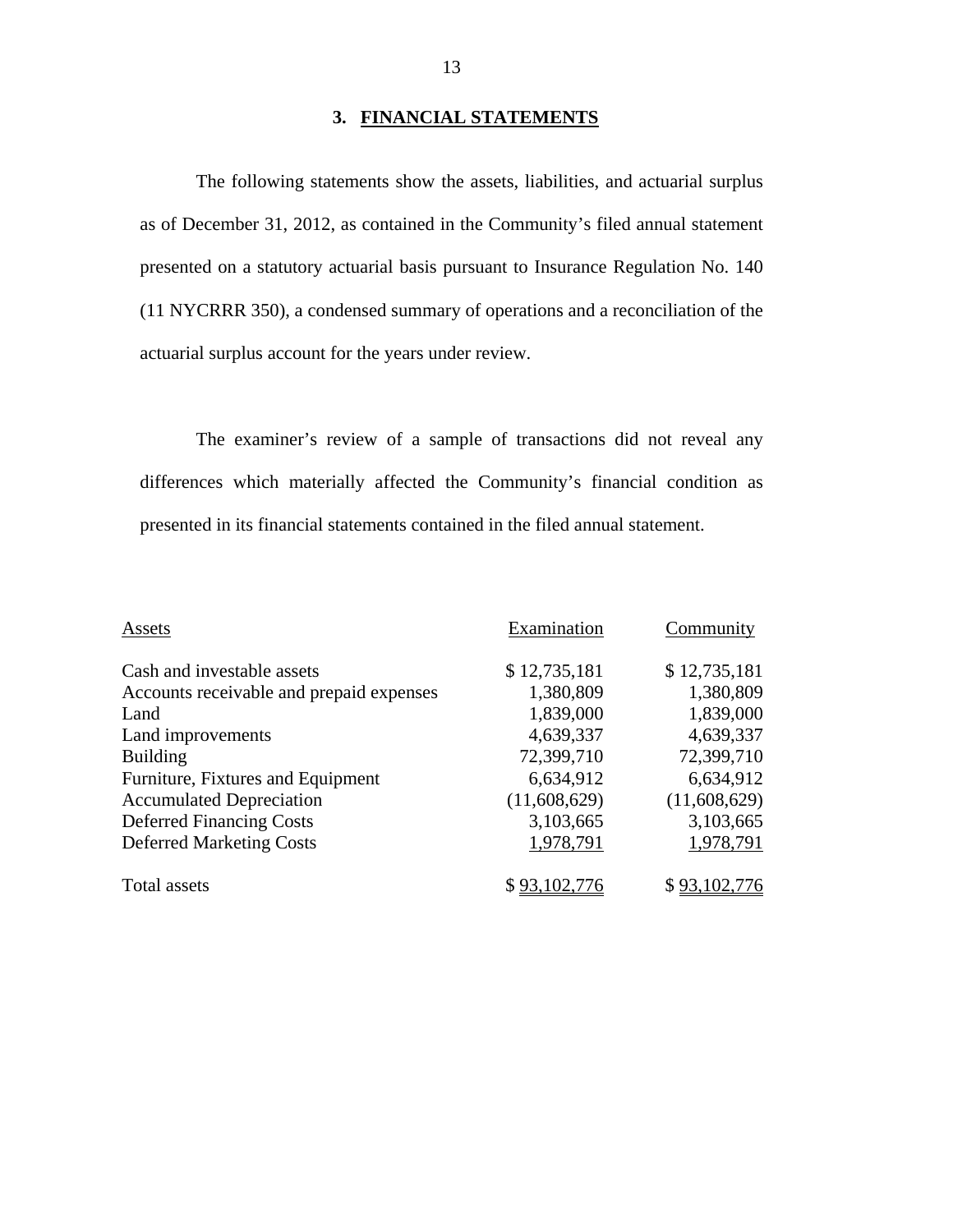## 3. FINANCIAL STATEMENTS

The following statements show the assets, liabilities, and actuarial surplus as of December 31, 2012, as contained in the Community's filed annual statement presented on a statutory actuarial basis pursuant to Insurance Regulation No. 140 (11 NYCRRR 350), a condensed summary of operations and a reconciliation of the actuarial surplus account for the years under review.

The examiner's review of a sample of transactions did not reveal any differences which materially affected the Community's financial condition as presented in its financial statements contained in the filed annual statement.

| Assets | Examination | Community |
|---|---|---|
| Cash and investable assets | $ 12,735,181 | $ 12,735,181 |
| Accounts receivable and prepaid expenses | 1,380,809 | 1,380,809 |
| Land | 1,839,000 | 1,839,000 |
| Land improvements | 4,639,337 | 4,639,337 |
| Building | 72,399,710 | 72,399,710 |
| Furniture, Fixtures and Equipment | 6,634,912 | 6,634,912 |
| Accumulated Depreciation | (11,608,629) | (11,608,629) |
| Deferred Financing Costs | 3,103,665 | 3,103,665 |
| Deferred Marketing Costs | 1,978,791 | 1,978,791 |
| Total assets | $ 93,102,776 | $ 93,102,776 |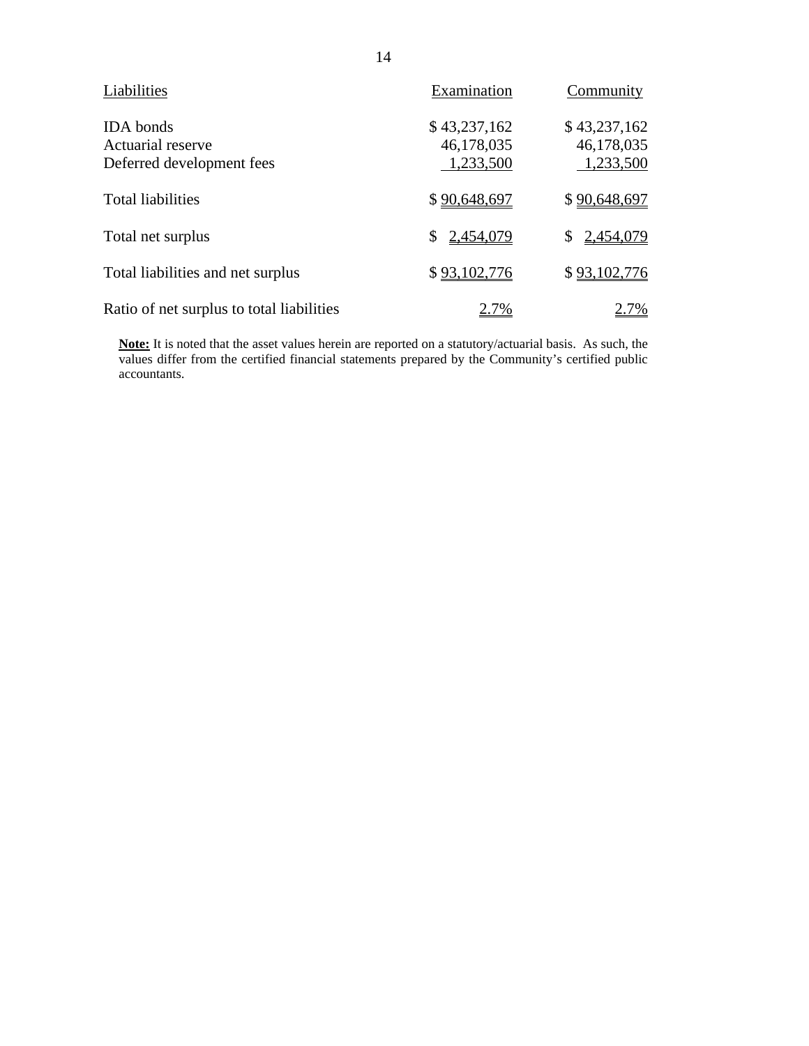| Liabilities | Examination | Community |
|---|---|---|
| IDA bonds | $ 43,237,162 | $ 43,237,162 |
| Actuarial reserve | 46,178,035 | 46,178,035 |
| Deferred development fees | 1,233,500 | 1,233,500 |
| Total liabilities | $ 90,648,697 | $ 90,648,697 |
| Total net surplus | $ 2,454,079 | $ 2,454,079 |
| Total liabilities and net surplus | $ 93,102,776 | $ 93,102,776 |
| Ratio of net surplus to total liabilities | 2.7% | 2.7% |

**Note:** It is noted that the asset values herein are reported on a statutory/actuarial basis. As such, the values differ from the certified financial statements prepared by the Community's certified public accountants.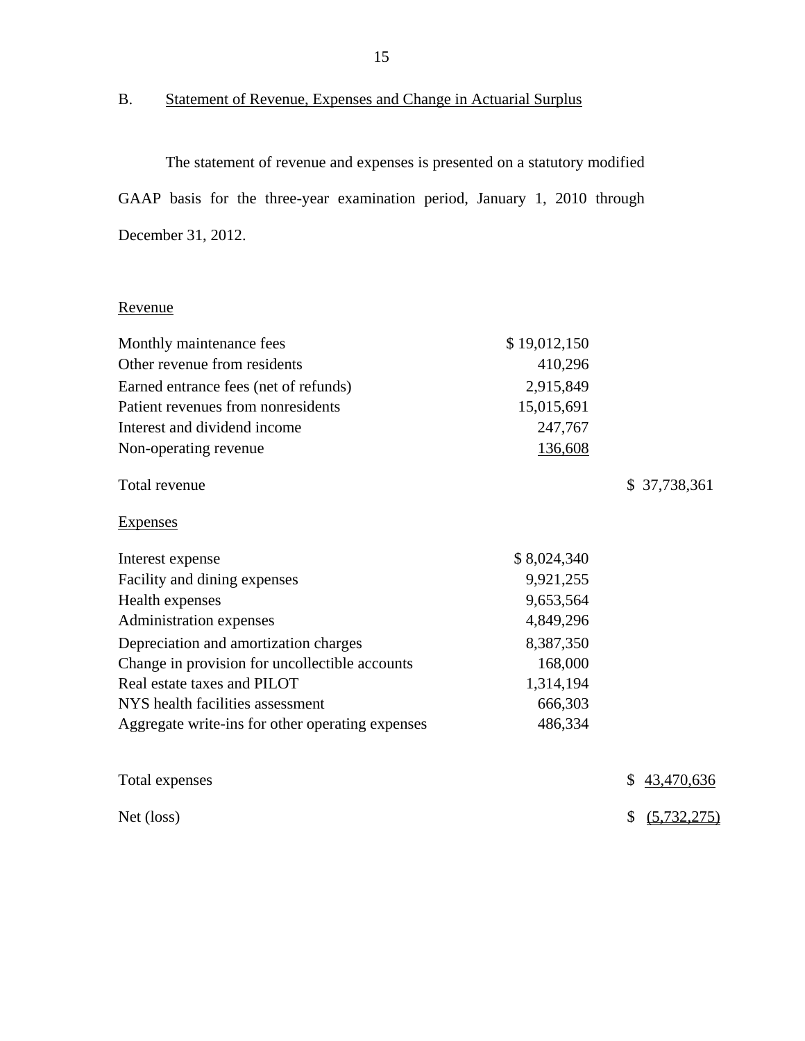## B. Statement of Revenue, Expenses and Change in Actuarial Surplus

The statement of revenue and expenses is presented on a statutory modified GAAP basis for the three-year examination period, January 1, 2010 through December 31, 2012.

| | | |
|---|---|---|
| Revenue | | |
| Monthly maintenance fees | $ 19,012,150 | |
| Other revenue from residents | 410,296 | |
| Earned entrance fees (net of refunds) | 2,915,849 | |
| Patient revenues from nonresidents | 15,015,691 | |
| Interest and dividend income | 247,767 | |
| Non-operating revenue | 136,608 | |
| Total revenue | | $ 37,738,361 |
| Expenses | | |
| Interest expense | $ 8,024,340 | |
| Facility and dining expenses | 9,921,255 | |
| Health expenses | 9,653,564 | |
| Administration expenses | 4,849,296 | |
| Depreciation and amortization charges | 8,387,350 | |
| Change in provision for uncollectible accounts | 168,000 | |
| Real estate taxes and PILOT | 1,314,194 | |
| NYS health facilities assessment | 666,303 | |
| Aggregate write-ins for other operating expenses | 486,334 | |
| Total expenses | | $ 43,470,636 |
| Net (loss) | | $ (5,732,275) |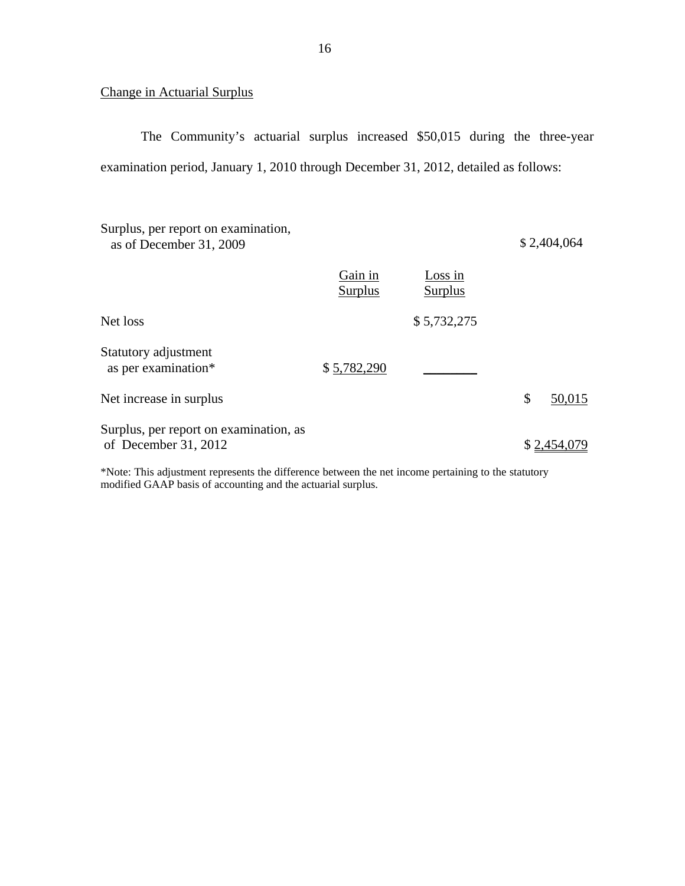Change in Actuarial Surplus

The Community's actuarial surplus increased $50,015 during the three-year examination period, January 1, 2010 through December 31, 2012, detailed as follows:

| | Gain in Surplus | Loss in Surplus | |
|---|---|---|---|
| Surplus, per report on examination, as of December 31, 2009 | | | $ 2,404,064 |
| Net loss | | $ 5,732,275 | |
| Statutory adjustment as per examination* | $ 5,782,290 | | |
| Net increase in surplus | | | $ 50,015 |
| Surplus, per report on examination, as of December 31, 2012 | | | $ 2,454,079 |

*Note: This adjustment represents the difference between the net income pertaining to the statutory modified GAAP basis of accounting and the actuarial surplus.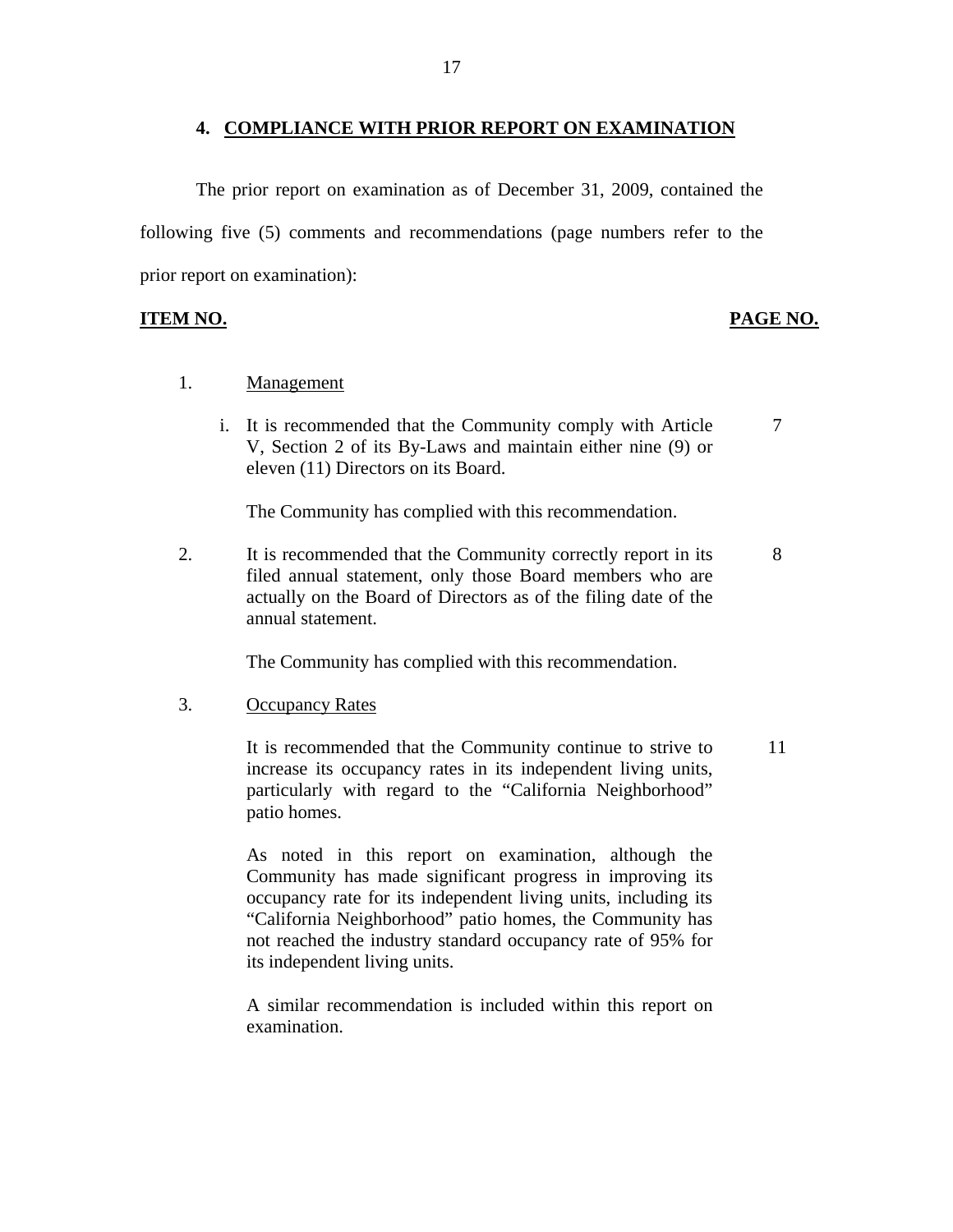## 4. COMPLIANCE WITH PRIOR REPORT ON EXAMINATION

The prior report on examination as of December 31, 2009, contained the following five (5) comments and recommendations (page numbers refer to the prior report on examination):

| ITEM NO. | | PAGE NO. |
|---|---|---|
| 1. | Management | |
| | i. It is recommended that the Community comply with Article V, Section 2 of its By-Laws and maintain either nine (9) or eleven (11) Directors on its Board. | 7 |
| | The Community has complied with this recommendation. | |
| 2. | It is recommended that the Community correctly report in its filed annual statement, only those Board members who are actually on the Board of Directors as of the filing date of the annual statement. | 8 |
| | The Community has complied with this recommendation. | |
| 3. | Occupancy Rates | |
| | It is recommended that the Community continue to strive to increase its occupancy rates in its independent living units, particularly with regard to the "California Neighborhood" patio homes. | 11 |
| | As noted in this report on examination, although the Community has made significant progress in improving its occupancy rate for its independent living units, including its "California Neighborhood" patio homes, the Community has not reached the industry standard occupancy rate of 95% for its independent living units. | |
| | A similar recommendation is included within this report on examination. | |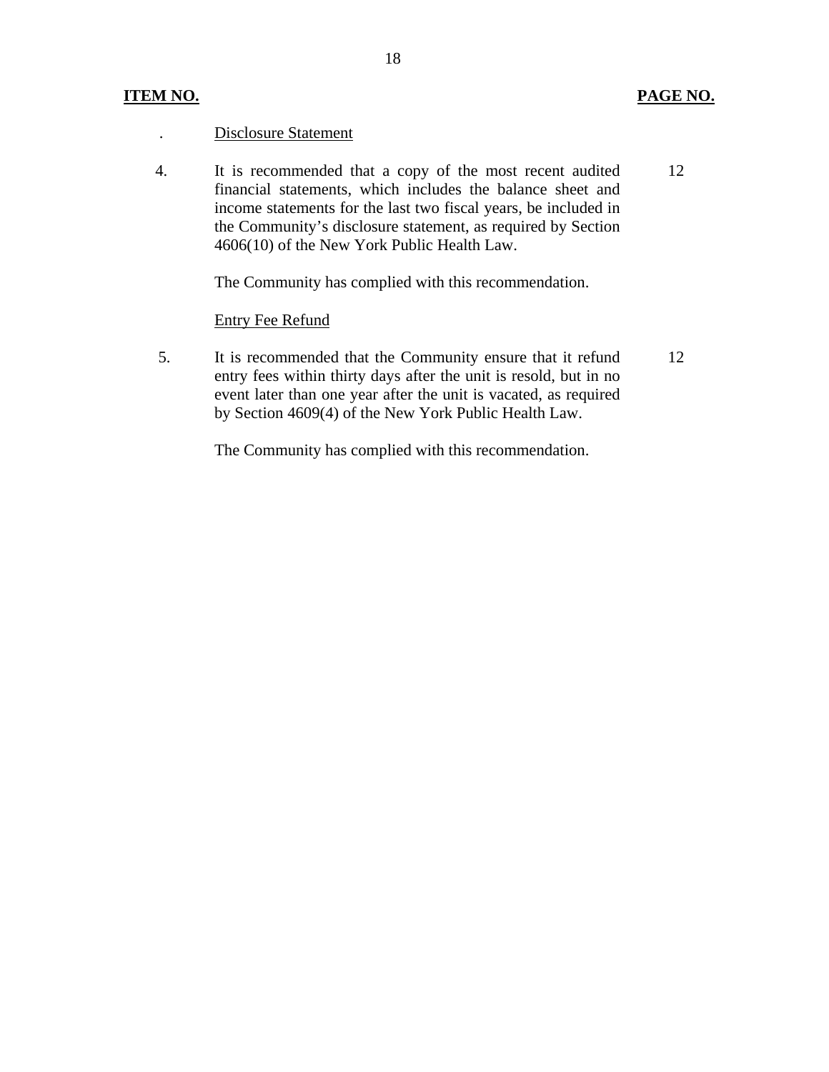| ITEM NO. | | PAGE NO. |
|---|---|---|
| . | Disclosure Statement | |
| 4. | It is recommended that a copy of the most recent audited financial statements, which includes the balance sheet and income statements for the last two fiscal years, be included in the Community's disclosure statement, as required by Section 4606(10) of the New York Public Health Law.<br><br>The Community has complied with this recommendation. | 12 |
| | Entry Fee Refund | |
| 5. | It is recommended that the Community ensure that it refund entry fees within thirty days after the unit is resold, but in no event later than one year after the unit is vacated, as required by Section 4609(4) of the New York Public Health Law.<br><br>The Community has complied with this recommendation. | 12 |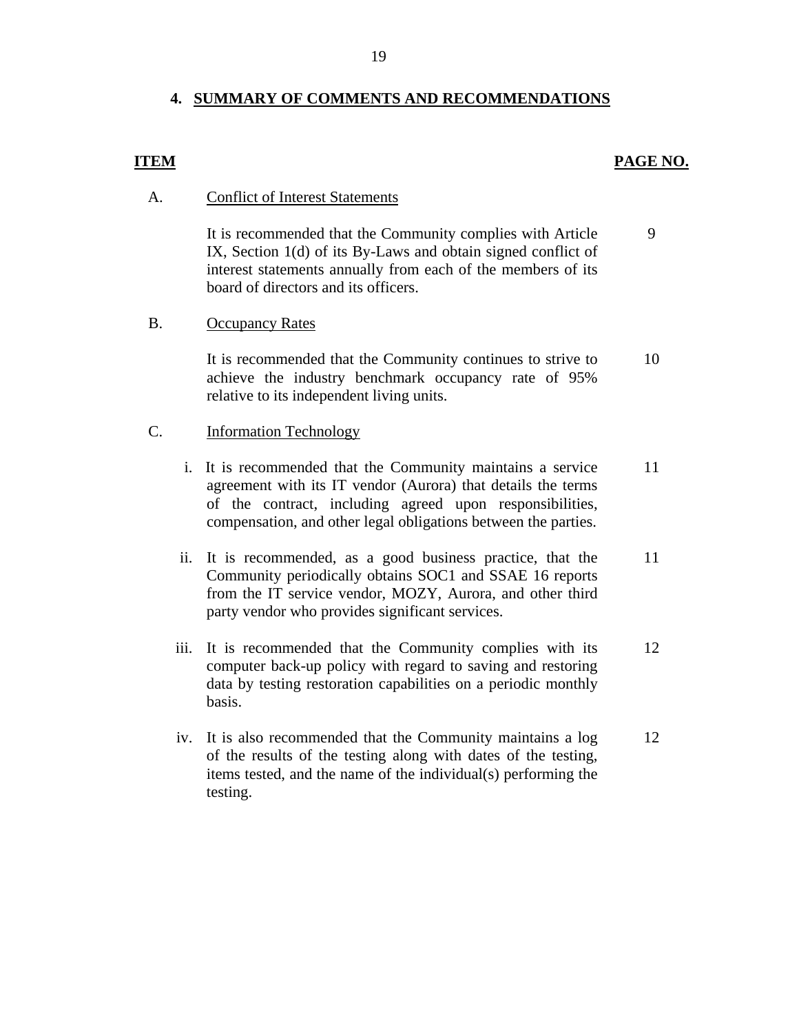## 4. SUMMARY OF COMMENTS AND RECOMMENDATIONS

| ITEM | | PAGE NO. |
|---|---|---|
| A. | Conflict of Interest Statements | |
| | It is recommended that the Community complies with Article IX, Section 1(d) of its By-Laws and obtain signed conflict of interest statements annually from each of the members of its board of directors and its officers. | 9 |
| B. | Occupancy Rates | |
| | It is recommended that the Community continues to strive to achieve the industry benchmark occupancy rate of 95% relative to its independent living units. | 10 |
| C. | Information Technology | |
| | i. It is recommended that the Community maintains a service agreement with its IT vendor (Aurora) that details the terms of the contract, including agreed upon responsibilities, compensation, and other legal obligations between the parties. | 11 |
| | ii. It is recommended, as a good business practice, that the Community periodically obtains SOC1 and SSAE 16 reports from the IT service vendor, MOZY, Aurora, and other third party vendor who provides significant services. | 11 |
| | iii. It is recommended that the Community complies with its computer back-up policy with regard to saving and restoring data by testing restoration capabilities on a periodic monthly basis. | 12 |
| | iv. It is also recommended that the Community maintains a log of the results of the testing along with dates of the testing, items tested, and the name of the individual(s) performing the testing. | 12 |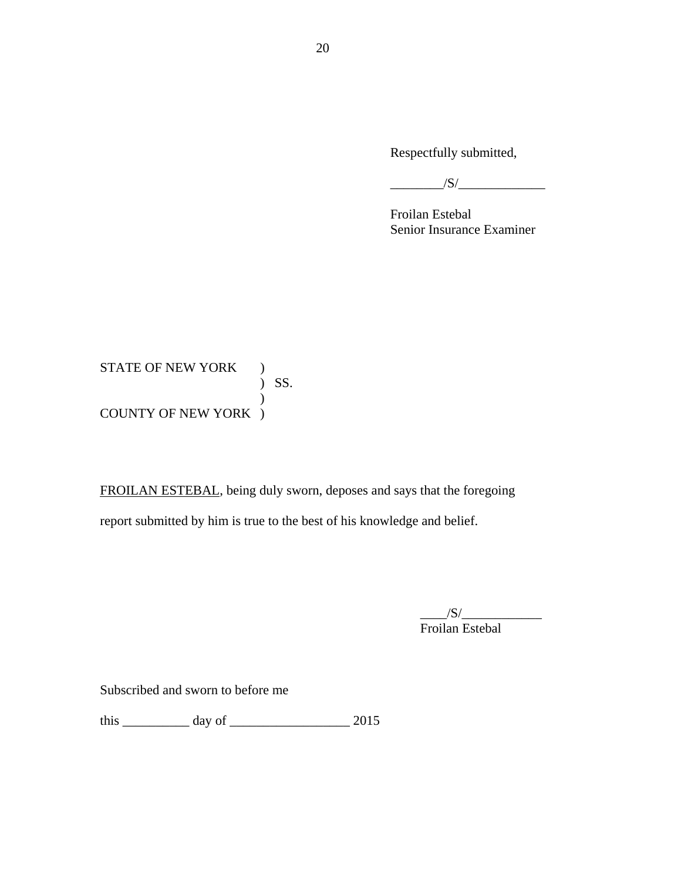Respectfully submitted,

________/S/_____________

Froilan Estebal
Senior Insurance Examiner

STATE OF NEW YORK )
) SS.
)
COUNTY OF NEW YORK )

FROILAN ESTEBAL, being duly sworn, deposes and says that the foregoing report submitted by him is true to the best of his knowledge and belief.

____/S/____________
Froilan Estebal

Subscribed and sworn to before me

this __________ day of __________________ 2015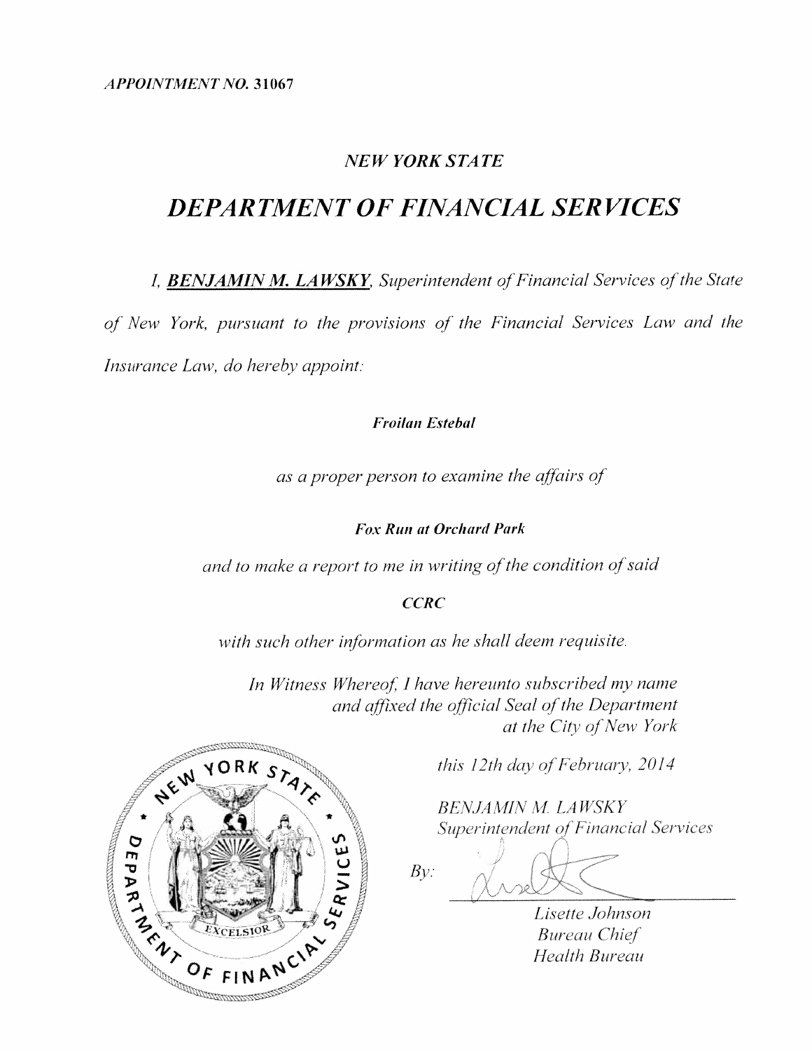*APPOINTMENT NO.* **31067**

## *NEW YORK STATE*

# *DEPARTMENT OF FINANCIAL SERVICES*

*I,* ***BENJAMIN M. LAWSKY****, Superintendent of Financial Services of the State of New York, pursuant to the provisions of the Financial Services Law and the Insurance Law, do hereby appoint:*

***Froilan Estebal***

*as a proper person to examine the affairs of*

***Fox Run at Orchard Park***

*and to make a report to me in writing of the condition of said*

***CCRC***

*with such other information as he shall deem requisite.*

*In Witness Whereof, I have hereunto subscribed my name and affixed the official Seal of the Department at the City of New York*

*this 12th day of February, 2014*

*BENJAMIN M. LAWSKY*
*Superintendent of Financial Services*

*By:*

*Lisette Johnson*
*Bureau Chief*
*Health Bureau*